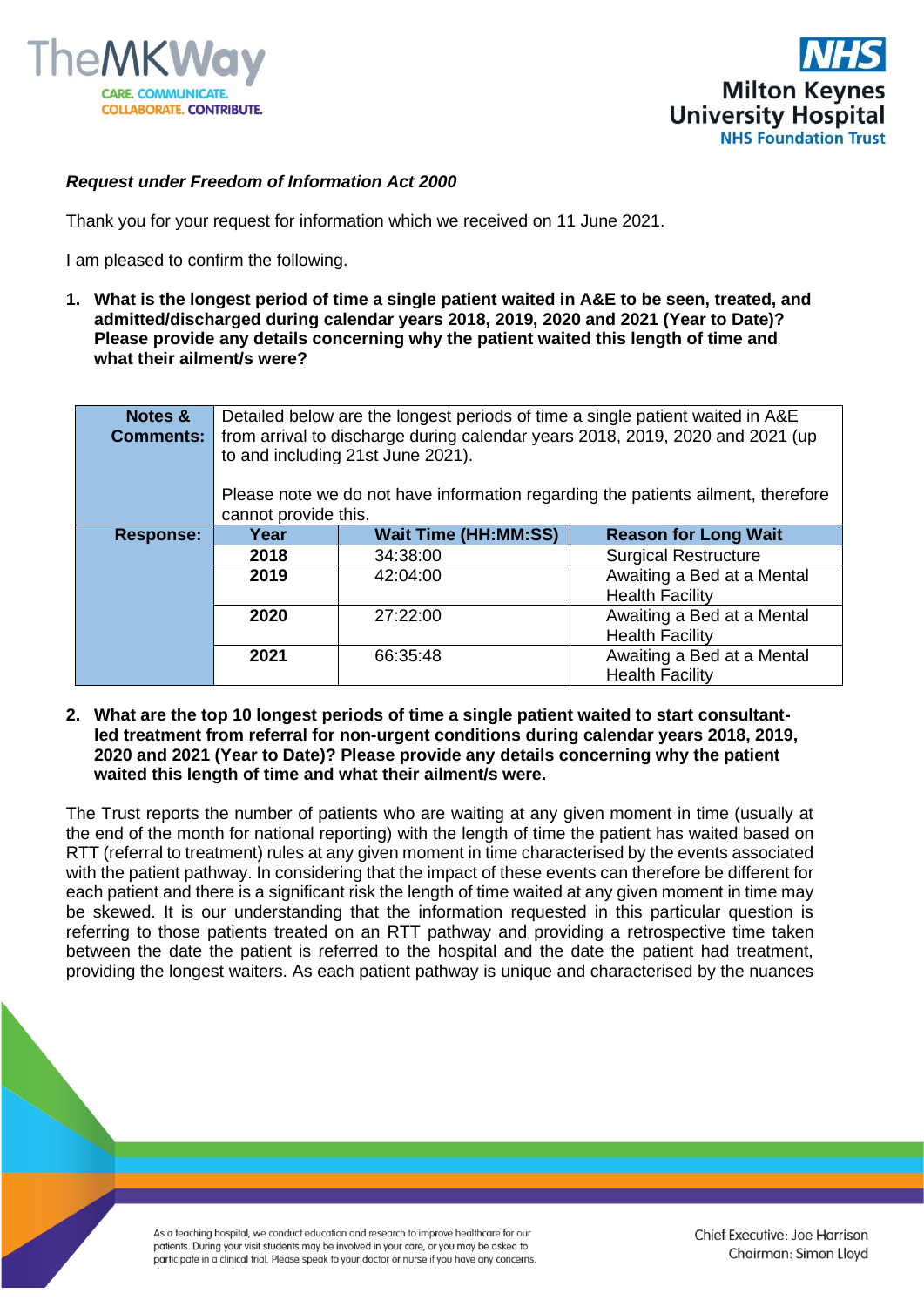*Request under Freedom of Information Act 2000*

Thank you for your request for information which we received on 11 June 2021.

I am pleased to confirm the following.

1. **What is the longest period of time a single patient waited in A&E to be seen, treated, and admitted/discharged during calendar years 2018, 2019, 2020 and 2021 (Year to Date)? Please provide any details concerning why the patient waited this length of time and what their ailment/s were?**

| **Notes & Comments:** | Detailed below are the longest periods of time a single patient waited in A&E from arrival to discharge during calendar years 2018, 2019, 2020 and 2021 (up to and including 21st June 2021).<br><br>Please note we do not have information regarding the patients ailment, therefore cannot provide this. | | |
|---|---|---|---|
| **Response:** | **Year** | **Wait Time (HH:MM:SS)** | **Reason for Long Wait** |
| | **2018** | 34:38:00 | Surgical Restructure |
| | **2019** | 42:04:00 | Awaiting a Bed at a Mental Health Facility |
| | **2020** | 27:22:00 | Awaiting a Bed at a Mental Health Facility |
| | **2021** | 66:35:48 | Awaiting a Bed at a Mental Health Facility |

2. **What are the top 10 longest periods of time a single patient waited to start consultant-led treatment from referral for non-urgent conditions during calendar years 2018, 2019, 2020 and 2021 (Year to Date)? Please provide any details concerning why the patient waited this length of time and what their ailment/s were.**

The Trust reports the number of patients who are waiting at any given moment in time (usually at the end of the month for national reporting) with the length of time the patient has waited based on RTT (referral to treatment) rules at any given moment in time characterised by the events associated with the patient pathway. In considering that the impact of these events can therefore be different for each patient and there is a significant risk the length of time waited at any given moment in time may be skewed. It is our understanding that the information requested in this particular question is referring to those patients treated on an RTT pathway and providing a retrospective time taken between the date the patient is referred to the hospital and the date the patient had treatment, providing the longest waiters. As each patient pathway is unique and characterised by the nuances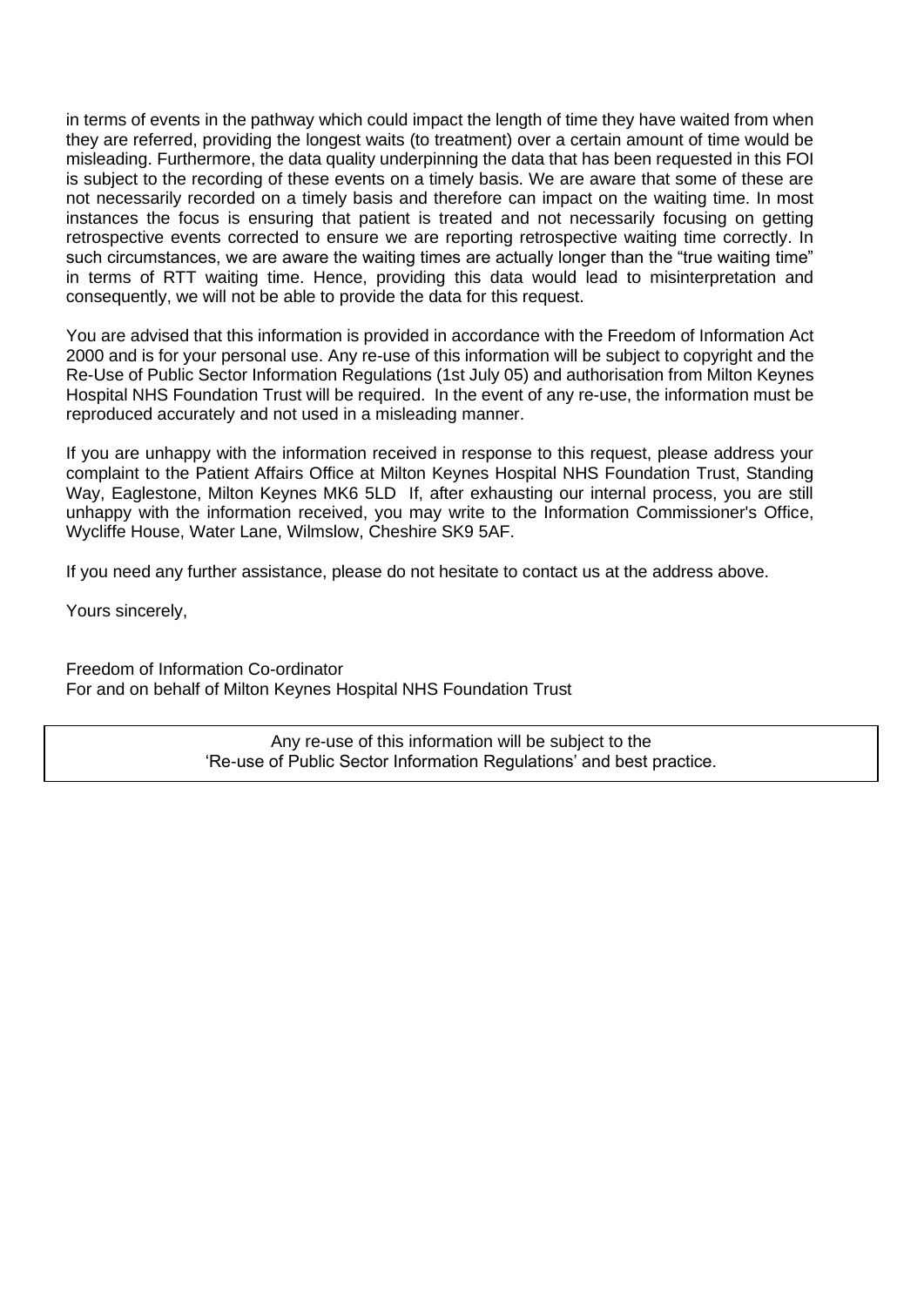in terms of events in the pathway which could impact the length of time they have waited from when they are referred, providing the longest waits (to treatment) over a certain amount of time would be misleading. Furthermore, the data quality underpinning the data that has been requested in this FOI is subject to the recording of these events on a timely basis. We are aware that some of these are not necessarily recorded on a timely basis and therefore can impact on the waiting time. In most instances the focus is ensuring that patient is treated and not necessarily focusing on getting retrospective events corrected to ensure we are reporting retrospective waiting time correctly. In such circumstances, we are aware the waiting times are actually longer than the "true waiting time" in terms of RTT waiting time. Hence, providing this data would lead to misinterpretation and consequently, we will not be able to provide the data for this request.

You are advised that this information is provided in accordance with the Freedom of Information Act 2000 and is for your personal use. Any re-use of this information will be subject to copyright and the Re-Use of Public Sector Information Regulations (1st July 05) and authorisation from Milton Keynes Hospital NHS Foundation Trust will be required. In the event of any re-use, the information must be reproduced accurately and not used in a misleading manner.

If you are unhappy with the information received in response to this request, please address your complaint to the Patient Affairs Office at Milton Keynes Hospital NHS Foundation Trust, Standing Way, Eaglestone, Milton Keynes MK6 5LD If, after exhausting our internal process, you are still unhappy with the information received, you may write to the Information Commissioner's Office, Wycliffe House, Water Lane, Wilmslow, Cheshire SK9 5AF.

If you need any further assistance, please do not hesitate to contact us at the address above.

Yours sincerely,

Freedom of Information Co-ordinator
For and on behalf of Milton Keynes Hospital NHS Foundation Trust

Any re-use of this information will be subject to the
'Re-use of Public Sector Information Regulations' and best practice.